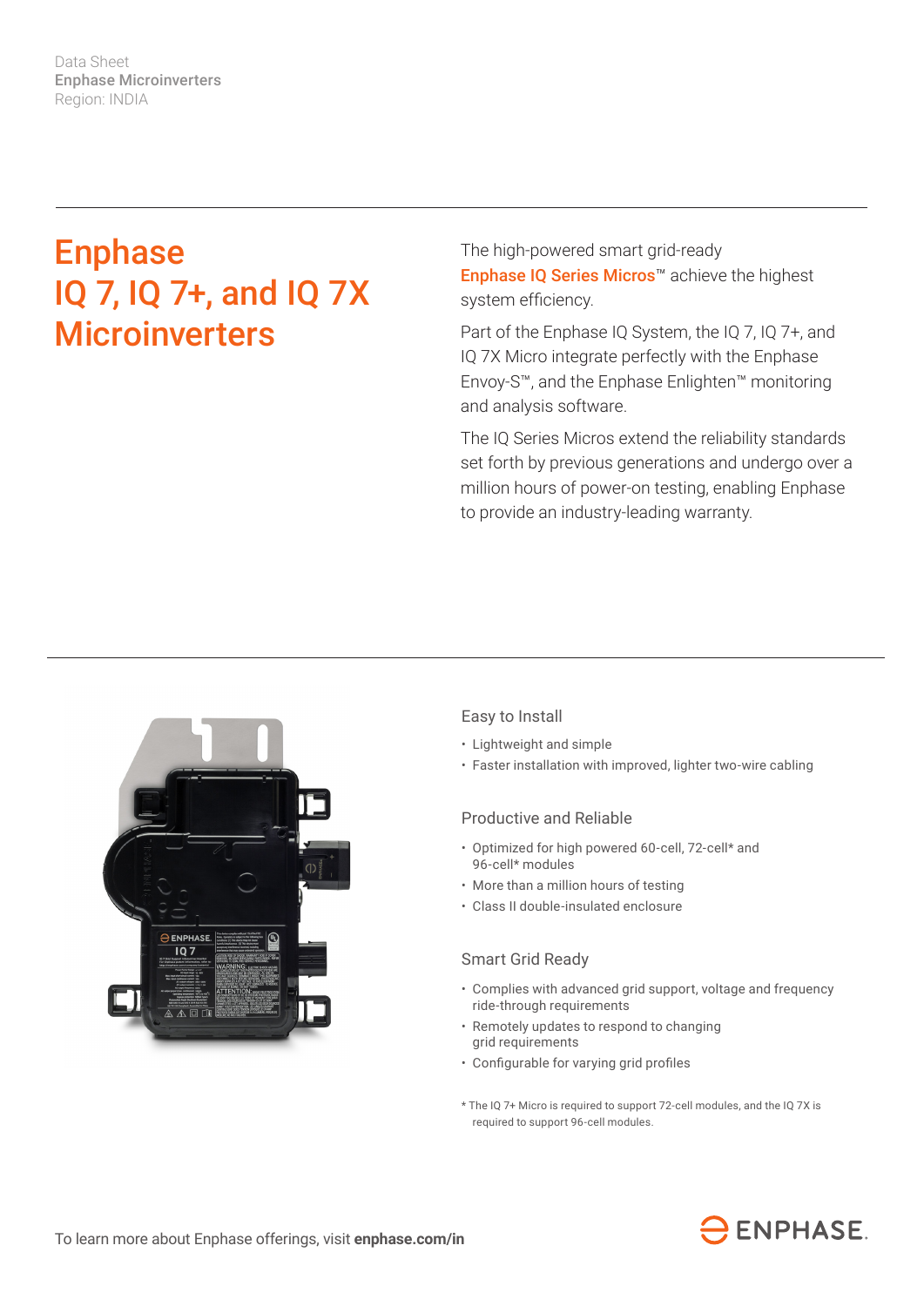Data Sheet
**Enphase Microinverters**
Region: INDIA

# Enphase IQ 7, IQ 7+, and IQ 7X Microinverters

The high-powered smart grid-ready **Enphase IQ Series Micros**™ achieve the highest system efficiency.

Part of the Enphase IQ System, the IQ 7, IQ 7+, and IQ 7X Micro integrate perfectly with the Enphase Envoy-S™, and the Enphase Enlighten™ monitoring and analysis software.

The IQ Series Micros extend the reliability standards set forth by previous generations and undergo over a million hours of power-on testing, enabling Enphase to provide an industry-leading warranty.

## Easy to Install

- Lightweight and simple
- Faster installation with improved, lighter two-wire cabling

## Productive and Reliable

- Optimized for high powered 60-cell, 72-cell* and 96-cell* modules
- More than a million hours of testing
- Class II double-insulated enclosure

## Smart Grid Ready

- Complies with advanced grid support, voltage and frequency ride-through requirements
- Remotely updates to respond to changing grid requirements
- Configurable for varying grid profiles

* The IQ 7+ Micro is required to support 72-cell modules, and the IQ 7X is required to support 96-cell modules.

To learn more about Enphase offerings, visit **enphase.com/in**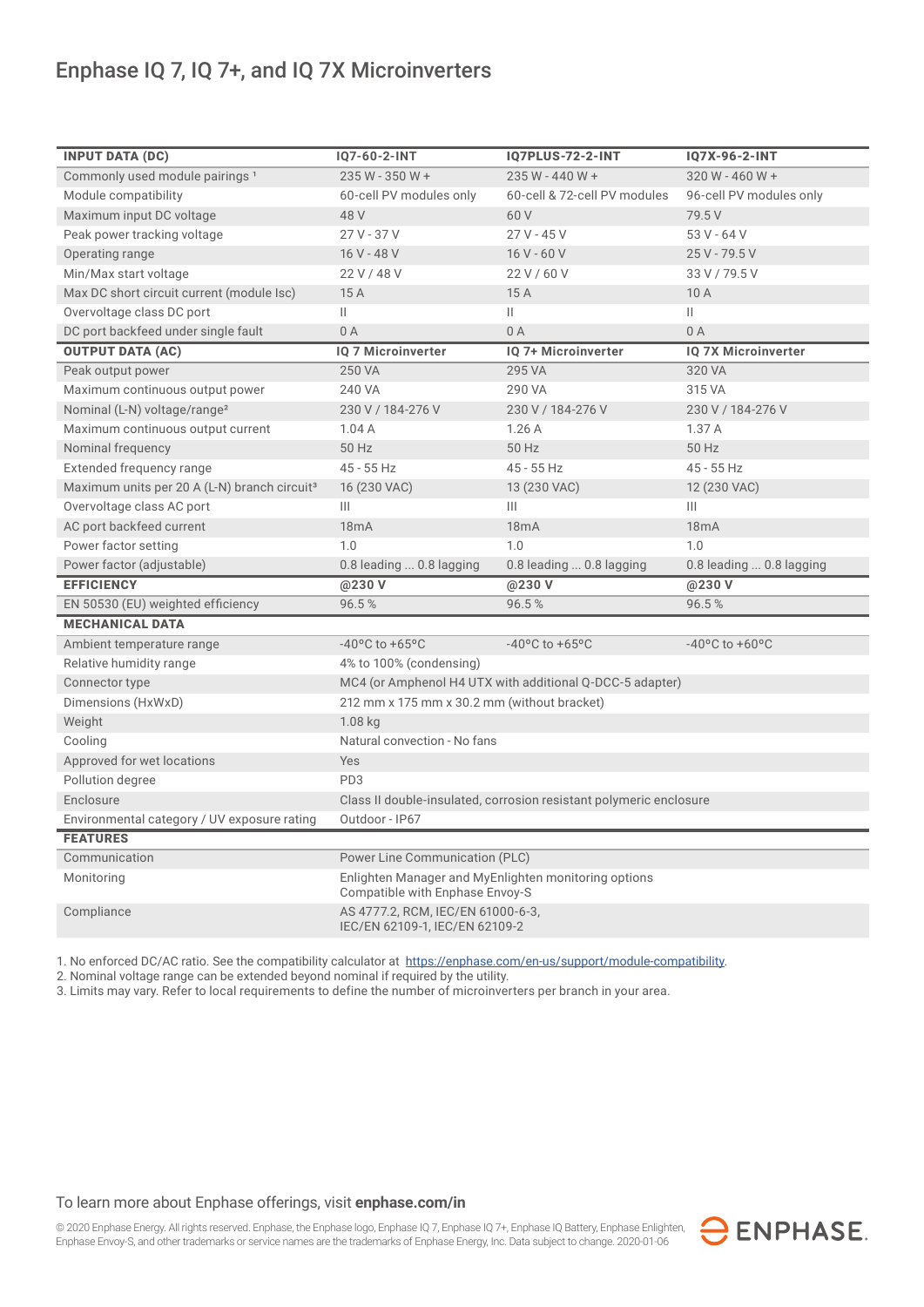# Enphase IQ 7, IQ 7+, and IQ 7X Microinverters

| **INPUT DATA (DC)** | **IQ7-60-2-INT** | **IQ7PLUS-72-2-INT** | **IQ7X-96-2-INT** |
|---|---|---|---|
| Commonly used module pairings [1] | 235 W - 350 W + | 235 W - 440 W + | 320 W - 460 W + |
| Module compatibility | 60-cell PV modules only | 60-cell & 72-cell PV modules | 96-cell PV modules only |
| Maximum input DC voltage | 48 V | 60 V | 79.5 V |
| Peak power tracking voltage | 27 V - 37 V | 27 V - 45 V | 53 V - 64 V |
| Operating range | 16 V - 48 V | 16 V - 60 V | 25 V - 79.5 V |
| Min/Max start voltage | 22 V / 48 V | 22 V / 60 V | 33 V / 79.5 V |
| Max DC short circuit current (module Isc) | 15 A | 15 A | 10 A |
| Overvoltage class DC port | II | II | II |
| DC port backfeed under single fault | 0 A | 0 A | 0 A |
| **OUTPUT DATA (AC)** | **IQ 7 Microinverter** | **IQ 7+ Microinverter** | **IQ 7X Microinverter** |
| Peak output power | 250 VA | 295 VA | 320 VA |
| Maximum continuous output power | 240 VA | 290 VA | 315 VA |
| Nominal (L-N) voltage/range[2] | 230 V / 184-276 V | 230 V / 184-276 V | 230 V / 184-276 V |
| Maximum continuous output current | 1.04 A | 1.26 A | 1.37 A |
| Nominal frequency | 50 Hz | 50 Hz | 50 Hz |
| Extended frequency range | 45 - 55 Hz | 45 - 55 Hz | 45 - 55 Hz |
| Maximum units per 20 A (L-N) branch circuit[3] | 16 (230 VAC) | 13 (230 VAC) | 12 (230 VAC) |
| Overvoltage class AC port | III | III | III |
| AC port backfeed current | 18mA | 18mA | 18mA |
| Power factor setting | 1.0 | 1.0 | 1.0 |
| Power factor (adjustable) | 0.8 leading ... 0.8 lagging | 0.8 leading ... 0.8 lagging | 0.8 leading ... 0.8 lagging |
| **EFFICIENCY** | **@230 V** | **@230 V** | **@230 V** |
| EN 50530 (EU) weighted efficiency | 96.5 % | 96.5 % | 96.5 % |
| **MECHANICAL DATA** | | | |
| Ambient temperature range | -40ºC to +65ºC | -40ºC to +65ºC | -40ºC to +60ºC |
| Relative humidity range | 4% to 100% (condensing) | | |
| Connector type | MC4 (or Amphenol H4 UTX with additional Q-DCC-5 adapter) | | |
| Dimensions (HxWxD) | 212 mm x 175 mm x 30.2 mm (without bracket) | | |
| Weight | 1.08 kg | | |
| Cooling | Natural convection - No fans | | |
| Approved for wet locations | Yes | | |
| Pollution degree | PD3 | | |
| Enclosure | Class II double-insulated, corrosion resistant polymeric enclosure | | |
| Environmental category / UV exposure rating | Outdoor - IP67 | | |
| **FEATURES** | | | |
| Communication | Power Line Communication (PLC) | | |
| Monitoring | Enlighten Manager and MyEnlighten monitoring options<br>Compatible with Enphase Envoy-S | | |
| Compliance | AS 4777.2, RCM, IEC/EN 61000-6-3,<br>IEC/EN 62109-1, IEC/EN 62109-2 | | |

1. No enforced DC/AC ratio. See the compatibility calculator at https://enphase.com/en-us/support/module-compatibility.
2. Nominal voltage range can be extended beyond nominal if required by the utility.
3. Limits may vary. Refer to local requirements to define the number of microinverters per branch in your area.

To learn more about Enphase offerings, visit **enphase.com/in**

© 2020 Enphase Energy. All rights reserved. Enphase, the Enphase logo, Enphase IQ 7, Enphase IQ 7+, Enphase IQ Battery, Enphase Enlighten, Enphase Envoy-S, and other trademarks or service names are the trademarks of Enphase Energy, Inc. Data subject to change. 2020-01-06

ENPHASE.